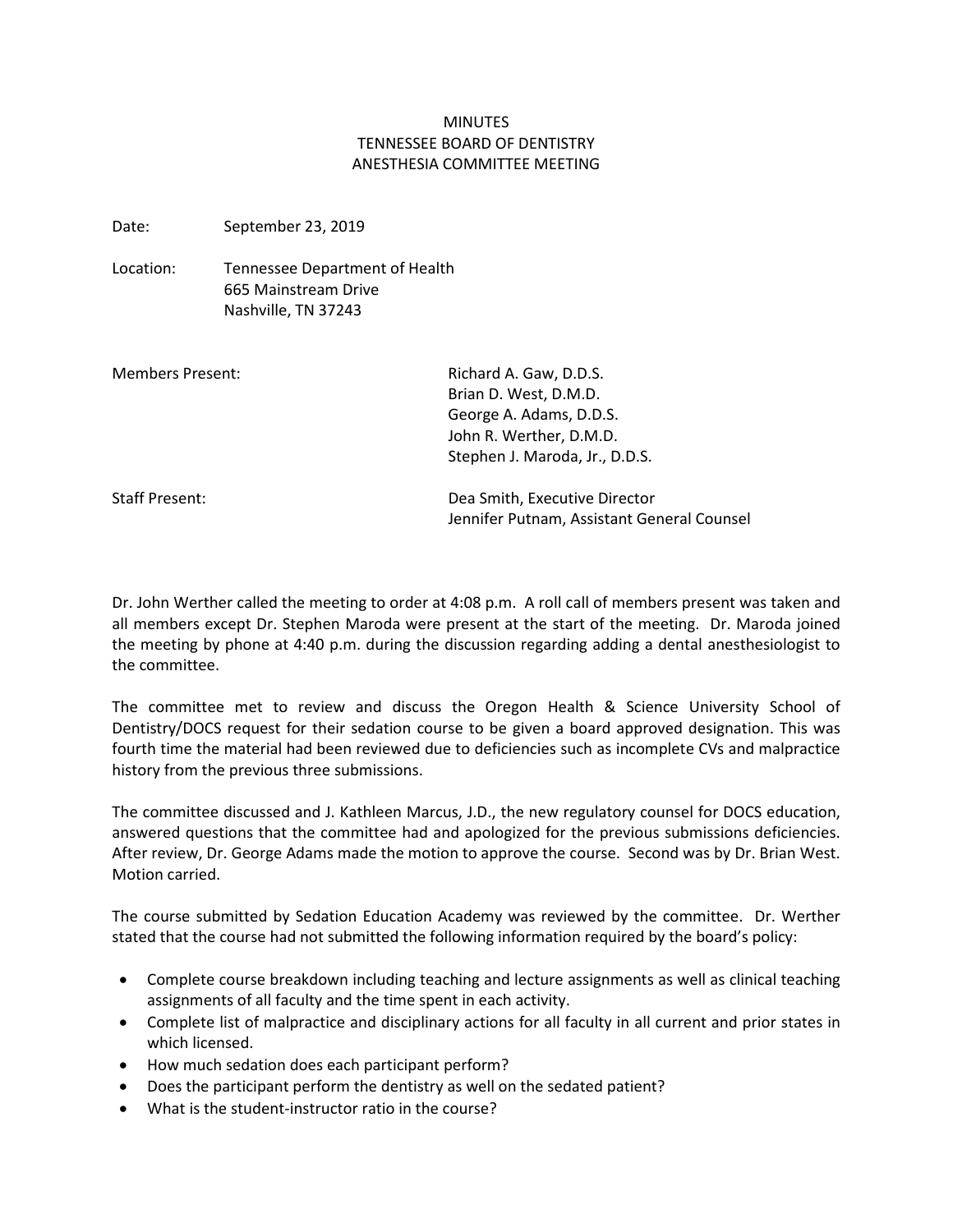# MINUTES
# TENNESSEE BOARD OF DENTISTRY
# ANESTHESIA COMMITTEE MEETING

Date: September 23, 2019

Location: Tennessee Department of Health
665 Mainstream Drive
Nashville, TN 37243

Members Present:
Richard A. Gaw, D.D.S.
Brian D. West, D.M.D.
George A. Adams, D.D.S.
John R. Werther, D.M.D.
Stephen J. Maroda, Jr., D.D.S.

Staff Present:
Dea Smith, Executive Director
Jennifer Putnam, Assistant General Counsel

Dr. John Werther called the meeting to order at 4:08 p.m. A roll call of members present was taken and all members except Dr. Stephen Maroda were present at the start of the meeting. Dr. Maroda joined the meeting by phone at 4:40 p.m. during the discussion regarding adding a dental anesthesiologist to the committee.

The committee met to review and discuss the Oregon Health & Science University School of Dentistry/DOCS request for their sedation course to be given a board approved designation. This was fourth time the material had been reviewed due to deficiencies such as incomplete CVs and malpractice history from the previous three submissions.

The committee discussed and J. Kathleen Marcus, J.D., the new regulatory counsel for DOCS education, answered questions that the committee had and apologized for the previous submissions deficiencies. After review, Dr. George Adams made the motion to approve the course. Second was by Dr. Brian West. Motion carried.

The course submitted by Sedation Education Academy was reviewed by the committee. Dr. Werther stated that the course had not submitted the following information required by the board's policy:

- Complete course breakdown including teaching and lecture assignments as well as clinical teaching assignments of all faculty and the time spent in each activity.
- Complete list of malpractice and disciplinary actions for all faculty in all current and prior states in which licensed.
- How much sedation does each participant perform?
- Does the participant perform the dentistry as well on the sedated patient?
- What is the student-instructor ratio in the course?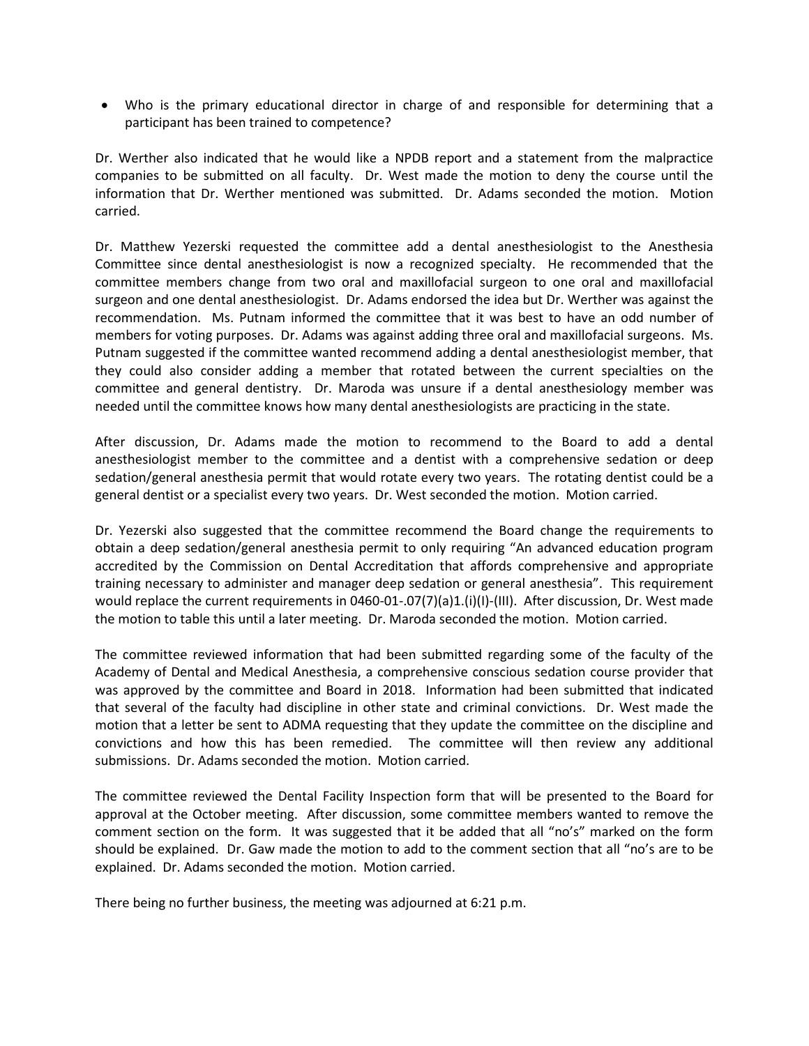- Who is the primary educational director in charge of and responsible for determining that a participant has been trained to competence?

Dr. Werther also indicated that he would like a NPDB report and a statement from the malpractice companies to be submitted on all faculty. Dr. West made the motion to deny the course until the information that Dr. Werther mentioned was submitted. Dr. Adams seconded the motion. Motion carried.

Dr. Matthew Yezerski requested the committee add a dental anesthesiologist to the Anesthesia Committee since dental anesthesiologist is now a recognized specialty. He recommended that the committee members change from two oral and maxillofacial surgeon to one oral and maxillofacial surgeon and one dental anesthesiologist. Dr. Adams endorsed the idea but Dr. Werther was against the recommendation. Ms. Putnam informed the committee that it was best to have an odd number of members for voting purposes. Dr. Adams was against adding three oral and maxillofacial surgeons. Ms. Putnam suggested if the committee wanted recommend adding a dental anesthesiologist member, that they could also consider adding a member that rotated between the current specialties on the committee and general dentistry. Dr. Maroda was unsure if a dental anesthesiology member was needed until the committee knows how many dental anesthesiologists are practicing in the state.

After discussion, Dr. Adams made the motion to recommend to the Board to add a dental anesthesiologist member to the committee and a dentist with a comprehensive sedation or deep sedation/general anesthesia permit that would rotate every two years. The rotating dentist could be a general dentist or a specialist every two years. Dr. West seconded the motion. Motion carried.

Dr. Yezerski also suggested that the committee recommend the Board change the requirements to obtain a deep sedation/general anesthesia permit to only requiring "An advanced education program accredited by the Commission on Dental Accreditation that affords comprehensive and appropriate training necessary to administer and manager deep sedation or general anesthesia". This requirement would replace the current requirements in 0460-01-.07(7)(a)1.(i)(I)-(III). After discussion, Dr. West made the motion to table this until a later meeting. Dr. Maroda seconded the motion. Motion carried.

The committee reviewed information that had been submitted regarding some of the faculty of the Academy of Dental and Medical Anesthesia, a comprehensive conscious sedation course provider that was approved by the committee and Board in 2018. Information had been submitted that indicated that several of the faculty had discipline in other state and criminal convictions. Dr. West made the motion that a letter be sent to ADMA requesting that they update the committee on the discipline and convictions and how this has been remedied. The committee will then review any additional submissions. Dr. Adams seconded the motion. Motion carried.

The committee reviewed the Dental Facility Inspection form that will be presented to the Board for approval at the October meeting. After discussion, some committee members wanted to remove the comment section on the form. It was suggested that it be added that all "no's" marked on the form should be explained. Dr. Gaw made the motion to add to the comment section that all "no's are to be explained. Dr. Adams seconded the motion. Motion carried.

There being no further business, the meeting was adjourned at 6:21 p.m.